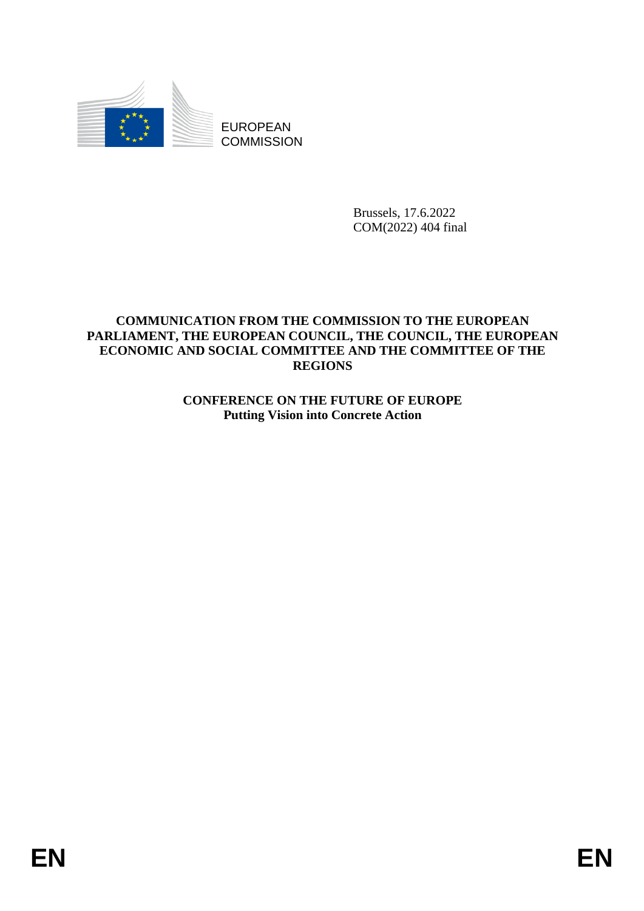EUROPEAN COMMISSION

Brussels, 17.6.2022
COM(2022) 404 final

# COMMUNICATION FROM THE COMMISSION TO THE EUROPEAN PARLIAMENT, THE EUROPEAN COUNCIL, THE COUNCIL, THE EUROPEAN ECONOMIC AND SOCIAL COMMITTEE AND THE COMMITTEE OF THE REGIONS

## CONFERENCE ON THE FUTURE OF EUROPE
## Putting Vision into Concrete Action

EN EN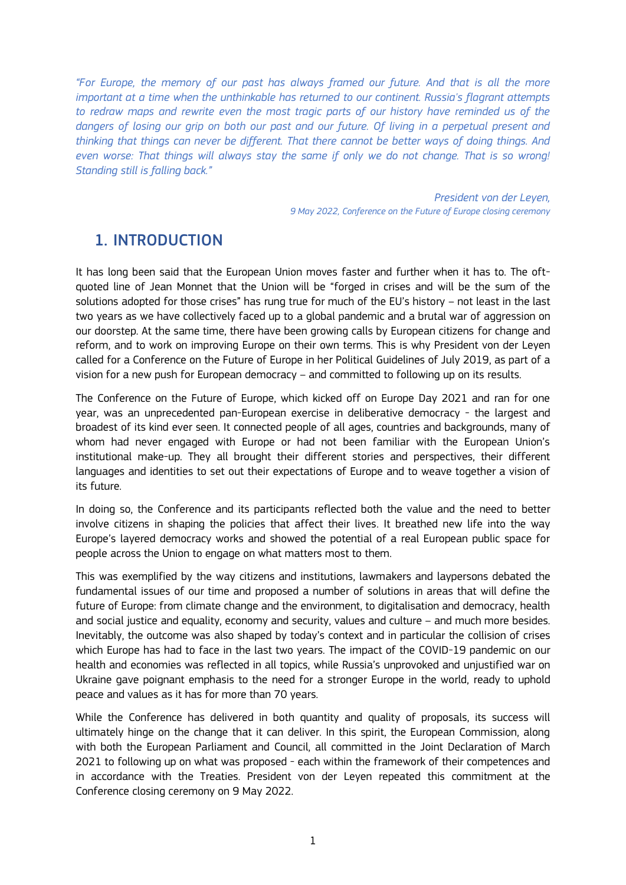*"For Europe, the memory of our past has always framed our future. And that is all the more important at a time when the unthinkable has returned to our continent. Russia's flagrant attempts to redraw maps and rewrite even the most tragic parts of our history have reminded us of the dangers of losing our grip on both our past and our future. Of living in a perpetual present and thinking that things can never be different. That there cannot be better ways of doing things. And even worse: That things will always stay the same if only we do not change. That is so wrong! Standing still is falling back."*

*President von der Leyen,*
*9 May 2022, Conference on the Future of Europe closing ceremony*

## 1. INTRODUCTION

It has long been said that the European Union moves faster and further when it has to. The oft-quoted line of Jean Monnet that the Union will be "forged in crises and will be the sum of the solutions adopted for those crises" has rung true for much of the EU's history – not least in the last two years as we have collectively faced up to a global pandemic and a brutal war of aggression on our doorstep. At the same time, there have been growing calls by European citizens for change and reform, and to work on improving Europe on their own terms. This is why President von der Leyen called for a Conference on the Future of Europe in her Political Guidelines of July 2019, as part of a vision for a new push for European democracy – and committed to following up on its results.

The Conference on the Future of Europe, which kicked off on Europe Day 2021 and ran for one year, was an unprecedented pan-European exercise in deliberative democracy - the largest and broadest of its kind ever seen. It connected people of all ages, countries and backgrounds, many of whom had never engaged with Europe or had not been familiar with the European Union's institutional make-up. They all brought their different stories and perspectives, their different languages and identities to set out their expectations of Europe and to weave together a vision of its future.

In doing so, the Conference and its participants reflected both the value and the need to better involve citizens in shaping the policies that affect their lives. It breathed new life into the way Europe's layered democracy works and showed the potential of a real European public space for people across the Union to engage on what matters most to them.

This was exemplified by the way citizens and institutions, lawmakers and laypersons debated the fundamental issues of our time and proposed a number of solutions in areas that will define the future of Europe: from climate change and the environment, to digitalisation and democracy, health and social justice and equality, economy and security, values and culture – and much more besides. Inevitably, the outcome was also shaped by today's context and in particular the collision of crises which Europe has had to face in the last two years. The impact of the COVID-19 pandemic on our health and economies was reflected in all topics, while Russia's unprovoked and unjustified war on Ukraine gave poignant emphasis to the need for a stronger Europe in the world, ready to uphold peace and values as it has for more than 70 years.

While the Conference has delivered in both quantity and quality of proposals, its success will ultimately hinge on the change that it can deliver. In this spirit, the European Commission, along with both the European Parliament and Council, all committed in the Joint Declaration of March 2021 to following up on what was proposed - each within the framework of their competences and in accordance with the Treaties. President von der Leyen repeated this commitment at the Conference closing ceremony on 9 May 2022.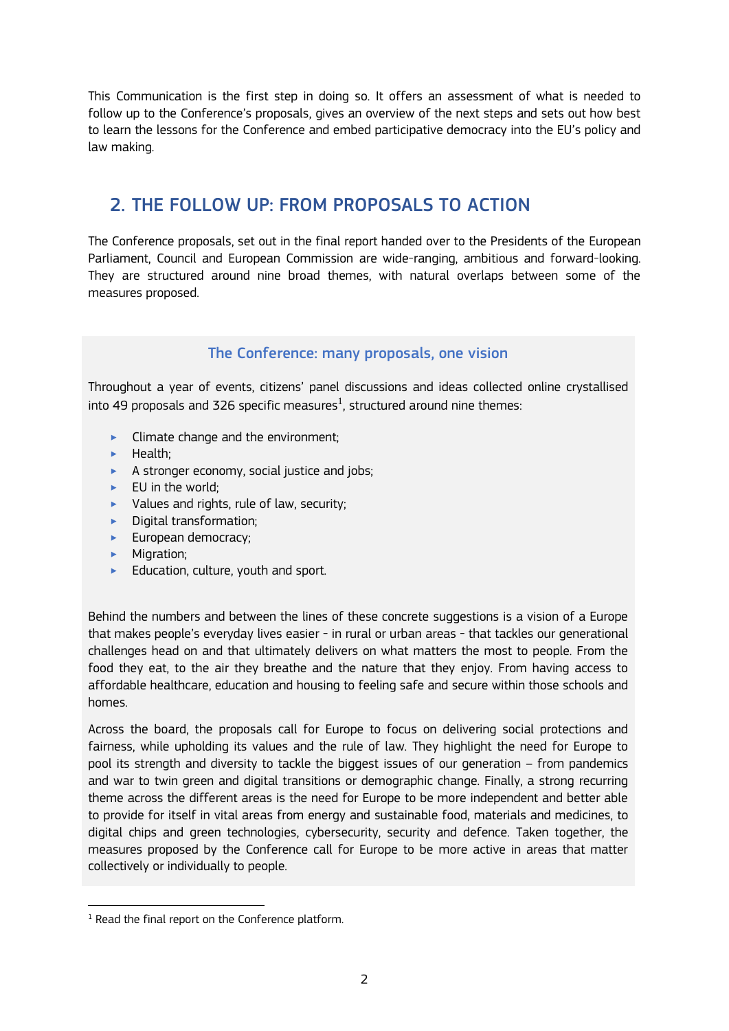This Communication is the first step in doing so. It offers an assessment of what is needed to follow up to the Conference's proposals, gives an overview of the next steps and sets out how best to learn the lessons for the Conference and embed participative democracy into the EU's policy and law making.

## 2. THE FOLLOW UP: FROM PROPOSALS TO ACTION

The Conference proposals, set out in the final report handed over to the Presidents of the European Parliament, Council and European Commission are wide-ranging, ambitious and forward-looking. They are structured around nine broad themes, with natural overlaps between some of the measures proposed.

### The Conference: many proposals, one vision

Throughout a year of events, citizens' panel discussions and ideas collected online crystallised into 49 proposals and 326 specific measures[1], structured around nine themes:

- Climate change and the environment;
- Health;
- A stronger economy, social justice and jobs;
- EU in the world;
- Values and rights, rule of law, security;
- Digital transformation;
- European democracy;
- Migration;
- Education, culture, youth and sport.

Behind the numbers and between the lines of these concrete suggestions is a vision of a Europe that makes people's everyday lives easier - in rural or urban areas - that tackles our generational challenges head on and that ultimately delivers on what matters the most to people. From the food they eat, to the air they breathe and the nature that they enjoy. From having access to affordable healthcare, education and housing to feeling safe and secure within those schools and homes.

Across the board, the proposals call for Europe to focus on delivering social protections and fairness, while upholding its values and the rule of law. They highlight the need for Europe to pool its strength and diversity to tackle the biggest issues of our generation – from pandemics and war to twin green and digital transitions or demographic change. Finally, a strong recurring theme across the different areas is the need for Europe to be more independent and better able to provide for itself in vital areas from energy and sustainable food, materials and medicines, to digital chips and green technologies, cybersecurity, security and defence. Taken together, the measures proposed by the Conference call for Europe to be more active in areas that matter collectively or individually to people.

[1] Read the final report on the Conference platform.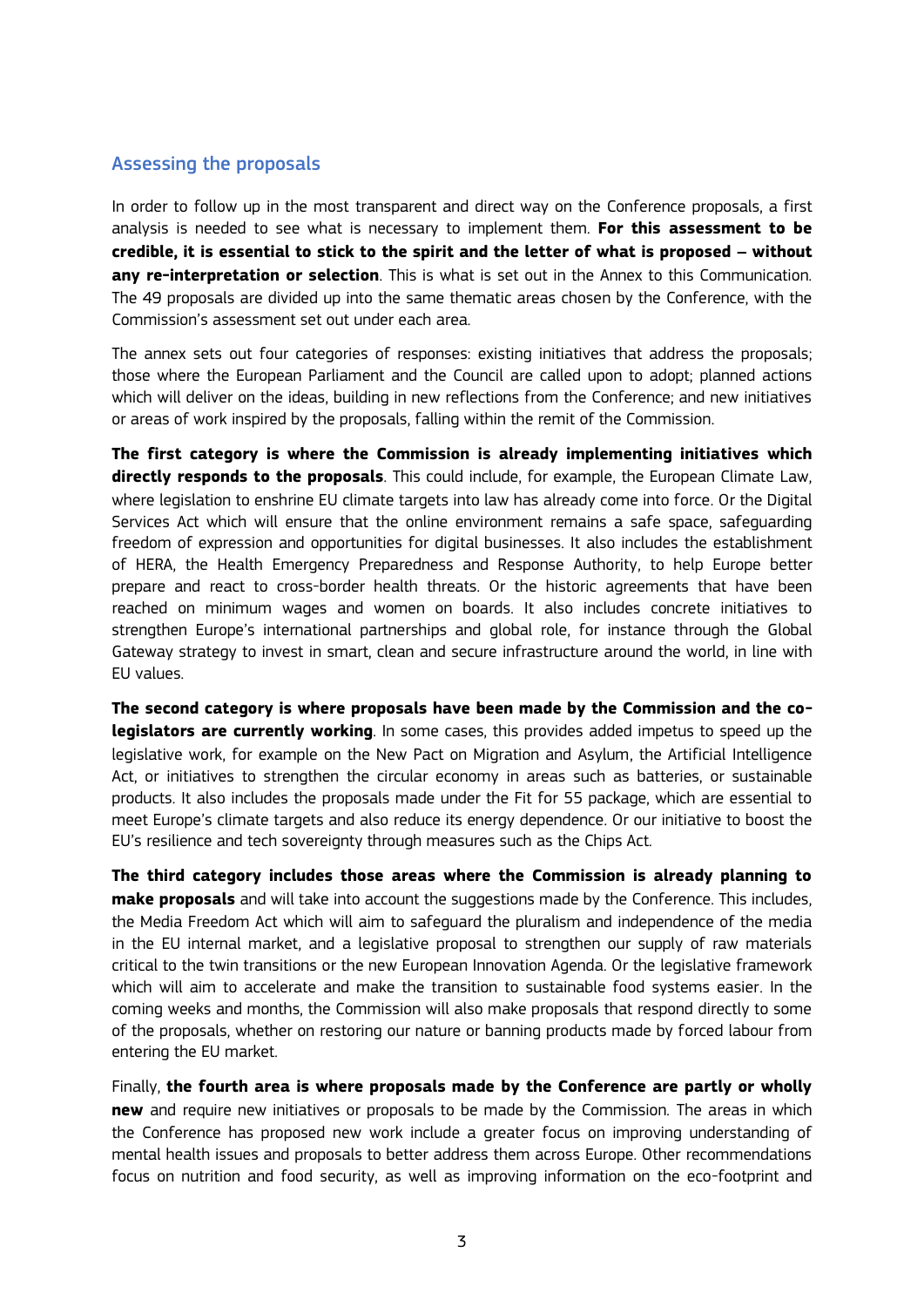## Assessing the proposals

In order to follow up in the most transparent and direct way on the Conference proposals, a first analysis is needed to see what is necessary to implement them. **For this assessment to be credible, it is essential to stick to the spirit and the letter of what is proposed – without any re-interpretation or selection**. This is what is set out in the Annex to this Communication. The 49 proposals are divided up into the same thematic areas chosen by the Conference, with the Commission's assessment set out under each area.

The annex sets out four categories of responses: existing initiatives that address the proposals; those where the European Parliament and the Council are called upon to adopt; planned actions which will deliver on the ideas, building in new reflections from the Conference; and new initiatives or areas of work inspired by the proposals, falling within the remit of the Commission.

**The first category is where the Commission is already implementing initiatives which directly responds to the proposals**. This could include, for example, the European Climate Law, where legislation to enshrine EU climate targets into law has already come into force. Or the Digital Services Act which will ensure that the online environment remains a safe space, safeguarding freedom of expression and opportunities for digital businesses. It also includes the establishment of HERA, the Health Emergency Preparedness and Response Authority, to help Europe better prepare and react to cross-border health threats. Or the historic agreements that have been reached on minimum wages and women on boards. It also includes concrete initiatives to strengthen Europe's international partnerships and global role, for instance through the Global Gateway strategy to invest in smart, clean and secure infrastructure around the world, in line with EU values.

**The second category is where proposals have been made by the Commission and the co-legislators are currently working**. In some cases, this provides added impetus to speed up the legislative work, for example on the New Pact on Migration and Asylum, the Artificial Intelligence Act, or initiatives to strengthen the circular economy in areas such as batteries, or sustainable products. It also includes the proposals made under the Fit for 55 package, which are essential to meet Europe's climate targets and also reduce its energy dependence. Or our initiative to boost the EU's resilience and tech sovereignty through measures such as the Chips Act.

**The third category includes those areas where the Commission is already planning to make proposals** and will take into account the suggestions made by the Conference. This includes, the Media Freedom Act which will aim to safeguard the pluralism and independence of the media in the EU internal market, and a legislative proposal to strengthen our supply of raw materials critical to the twin transitions or the new European Innovation Agenda. Or the legislative framework which will aim to accelerate and make the transition to sustainable food systems easier. In the coming weeks and months, the Commission will also make proposals that respond directly to some of the proposals, whether on restoring our nature or banning products made by forced labour from entering the EU market.

Finally, **the fourth area is where proposals made by the Conference are partly or wholly new** and require new initiatives or proposals to be made by the Commission. The areas in which the Conference has proposed new work include a greater focus on improving understanding of mental health issues and proposals to better address them across Europe. Other recommendations focus on nutrition and food security, as well as improving information on the eco-footprint and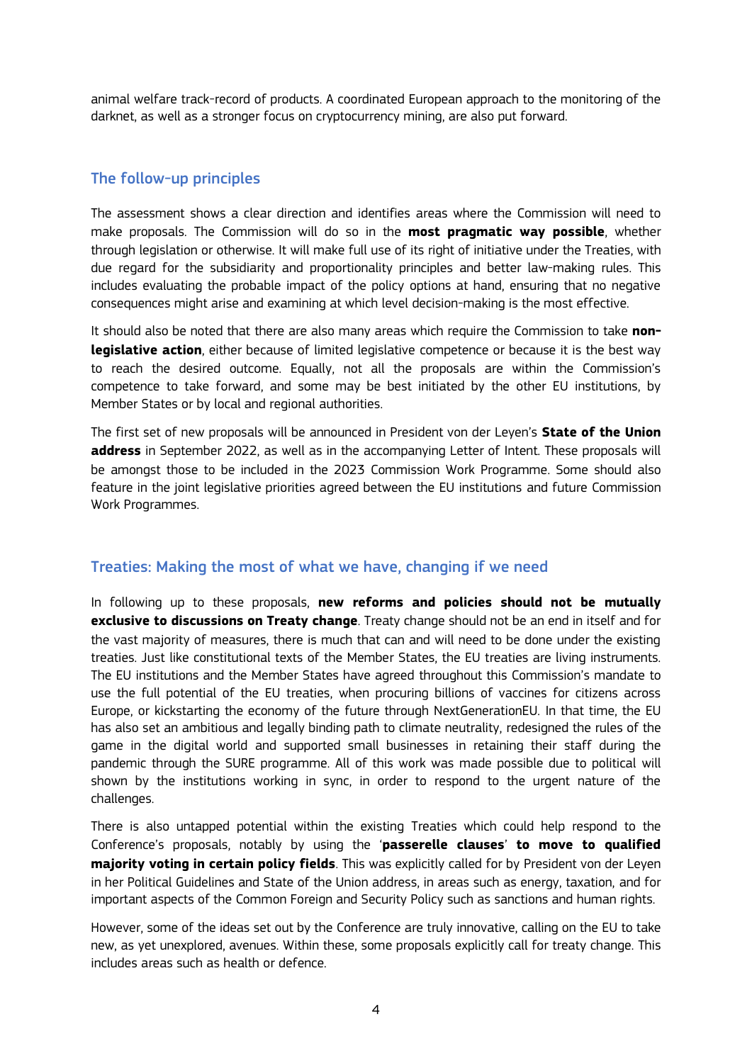animal welfare track-record of products. A coordinated European approach to the monitoring of the darknet, as well as a stronger focus on cryptocurrency mining, are also put forward.

## The follow-up principles

The assessment shows a clear direction and identifies areas where the Commission will need to make proposals. The Commission will do so in the **most pragmatic way possible**, whether through legislation or otherwise. It will make full use of its right of initiative under the Treaties, with due regard for the subsidiarity and proportionality principles and better law-making rules. This includes evaluating the probable impact of the policy options at hand, ensuring that no negative consequences might arise and examining at which level decision-making is the most effective.

It should also be noted that there are also many areas which require the Commission to take **non-legislative action**, either because of limited legislative competence or because it is the best way to reach the desired outcome. Equally, not all the proposals are within the Commission's competence to take forward, and some may be best initiated by the other EU institutions, by Member States or by local and regional authorities.

The first set of new proposals will be announced in President von der Leyen's **State of the Union address** in September 2022, as well as in the accompanying Letter of Intent. These proposals will be amongst those to be included in the 2023 Commission Work Programme. Some should also feature in the joint legislative priorities agreed between the EU institutions and future Commission Work Programmes.

## Treaties: Making the most of what we have, changing if we need

In following up to these proposals, **new reforms and policies should not be mutually exclusive to discussions on Treaty change**. Treaty change should not be an end in itself and for the vast majority of measures, there is much that can and will need to be done under the existing treaties. Just like constitutional texts of the Member States, the EU treaties are living instruments. The EU institutions and the Member States have agreed throughout this Commission's mandate to use the full potential of the EU treaties, when procuring billions of vaccines for citizens across Europe, or kickstarting the economy of the future through NextGenerationEU. In that time, the EU has also set an ambitious and legally binding path to climate neutrality, redesigned the rules of the game in the digital world and supported small businesses in retaining their staff during the pandemic through the SURE programme. All of this work was made possible due to political will shown by the institutions working in sync, in order to respond to the urgent nature of the challenges.

There is also untapped potential within the existing Treaties which could help respond to the Conference's proposals, notably by using the '**passerelle clauses**' **to move to qualified majority voting in certain policy fields**. This was explicitly called for by President von der Leyen in her Political Guidelines and State of the Union address, in areas such as energy, taxation, and for important aspects of the Common Foreign and Security Policy such as sanctions and human rights.

However, some of the ideas set out by the Conference are truly innovative, calling on the EU to take new, as yet unexplored, avenues. Within these, some proposals explicitly call for treaty change. This includes areas such as health or defence.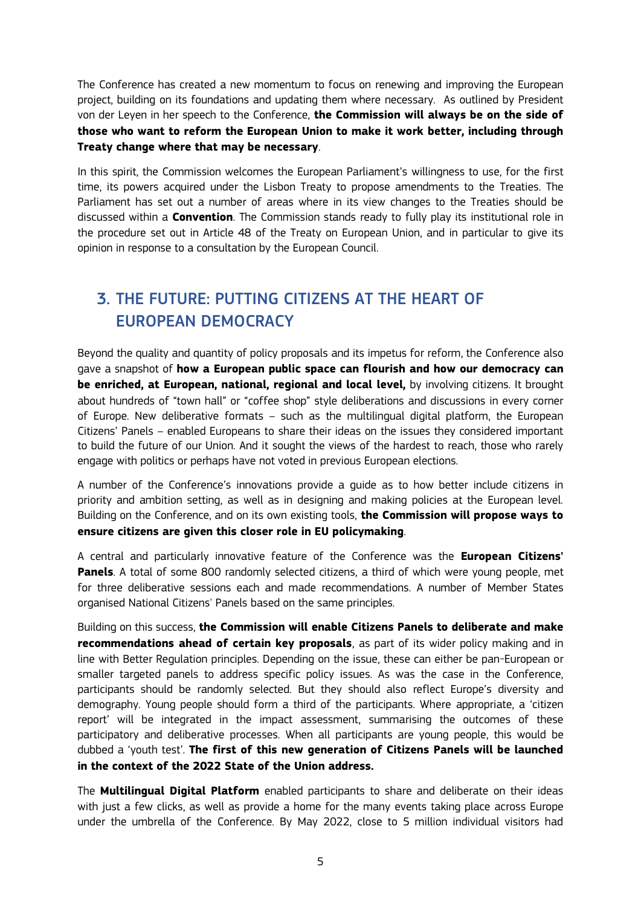The Conference has created a new momentum to focus on renewing and improving the European project, building on its foundations and updating them where necessary. As outlined by President von der Leyen in her speech to the Conference, **the Commission will always be on the side of those who want to reform the European Union to make it work better, including through Treaty change where that may be necessary**.

In this spirit, the Commission welcomes the European Parliament's willingness to use, for the first time, its powers acquired under the Lisbon Treaty to propose amendments to the Treaties. The Parliament has set out a number of areas where in its view changes to the Treaties should be discussed within a **Convention**. The Commission stands ready to fully play its institutional role in the procedure set out in Article 48 of the Treaty on European Union, and in particular to give its opinion in response to a consultation by the European Council.

## 3. THE FUTURE: PUTTING CITIZENS AT THE HEART OF EUROPEAN DEMOCRACY

Beyond the quality and quantity of policy proposals and its impetus for reform, the Conference also gave a snapshot of **how a European public space can flourish and how our democracy can be enriched, at European, national, regional and local level,** by involving citizens. It brought about hundreds of "town hall" or "coffee shop" style deliberations and discussions in every corner of Europe. New deliberative formats – such as the multilingual digital platform, the European Citizens' Panels – enabled Europeans to share their ideas on the issues they considered important to build the future of our Union. And it sought the views of the hardest to reach, those who rarely engage with politics or perhaps have not voted in previous European elections.

A number of the Conference's innovations provide a guide as to how better include citizens in priority and ambition setting, as well as in designing and making policies at the European level. Building on the Conference, and on its own existing tools, **the Commission will propose ways to ensure citizens are given this closer role in EU policymaking**.

A central and particularly innovative feature of the Conference was the **European Citizens' Panels**. A total of some 800 randomly selected citizens, a third of which were young people, met for three deliberative sessions each and made recommendations. A number of Member States organised National Citizens' Panels based on the same principles.

Building on this success, **the Commission will enable Citizens Panels to deliberate and make recommendations ahead of certain key proposals**, as part of its wider policy making and in line with Better Regulation principles. Depending on the issue, these can either be pan-European or smaller targeted panels to address specific policy issues. As was the case in the Conference, participants should be randomly selected. But they should also reflect Europe's diversity and demography. Young people should form a third of the participants. Where appropriate, a 'citizen report' will be integrated in the impact assessment, summarising the outcomes of these participatory and deliberative processes. When all participants are young people, this would be dubbed a 'youth test'. **The first of this new generation of Citizens Panels will be launched in the context of the 2022 State of the Union address.**

The **Multilingual Digital Platform** enabled participants to share and deliberate on their ideas with just a few clicks, as well as provide a home for the many events taking place across Europe under the umbrella of the Conference. By May 2022, close to 5 million individual visitors had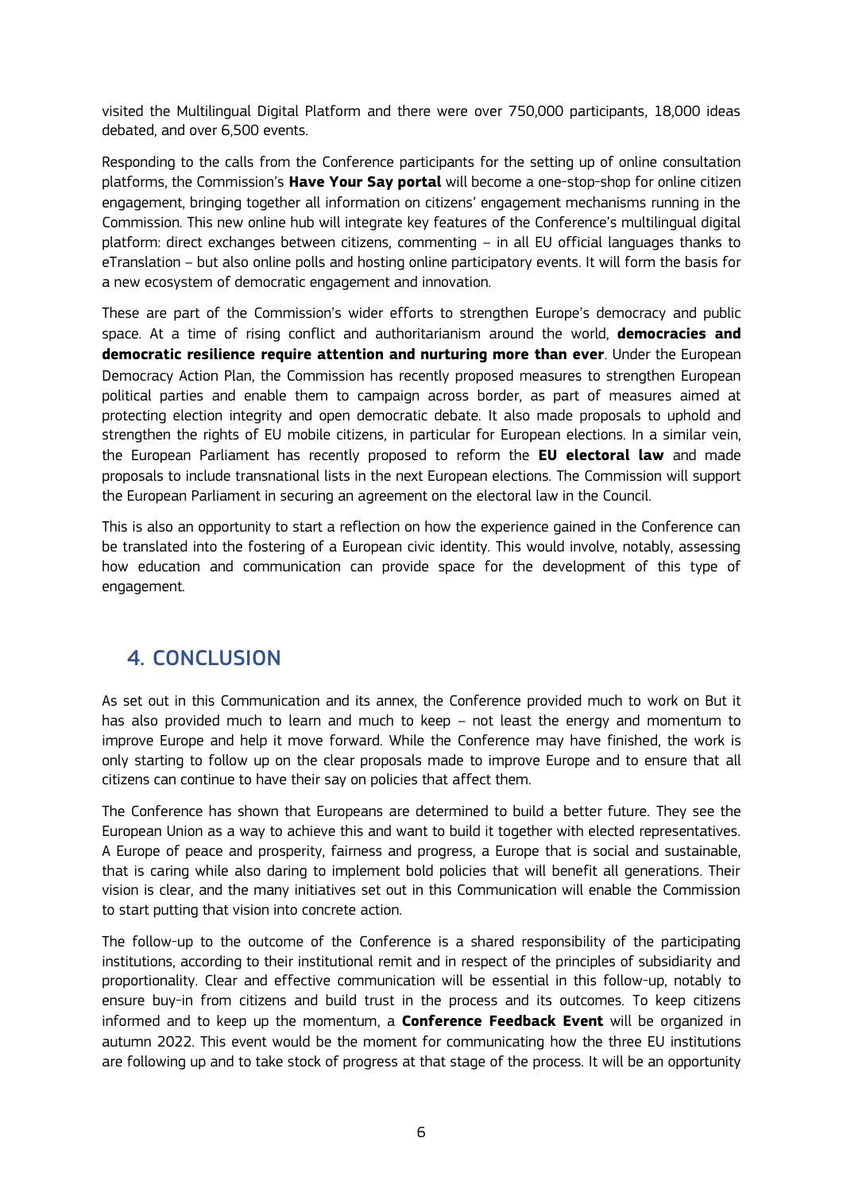visited the Multilingual Digital Platform and there were over 750,000 participants, 18,000 ideas debated, and over 6,500 events.

Responding to the calls from the Conference participants for the setting up of online consultation platforms, the Commission's **Have Your Say portal** will become a one-stop-shop for online citizen engagement, bringing together all information on citizens' engagement mechanisms running in the Commission. This new online hub will integrate key features of the Conference's multilingual digital platform: direct exchanges between citizens, commenting – in all EU official languages thanks to eTranslation – but also online polls and hosting online participatory events. It will form the basis for a new ecosystem of democratic engagement and innovation.

These are part of the Commission's wider efforts to strengthen Europe's democracy and public space. At a time of rising conflict and authoritarianism around the world, **democracies and democratic resilience require attention and nurturing more than ever**. Under the European Democracy Action Plan, the Commission has recently proposed measures to strengthen European political parties and enable them to campaign across border, as part of measures aimed at protecting election integrity and open democratic debate. It also made proposals to uphold and strengthen the rights of EU mobile citizens, in particular for European elections. In a similar vein, the European Parliament has recently proposed to reform the **EU electoral law** and made proposals to include transnational lists in the next European elections. The Commission will support the European Parliament in securing an agreement on the electoral law in the Council.

This is also an opportunity to start a reflection on how the experience gained in the Conference can be translated into the fostering of a European civic identity. This would involve, notably, assessing how education and communication can provide space for the development of this type of engagement.

## 4. CONCLUSION

As set out in this Communication and its annex, the Conference provided much to work on But it has also provided much to learn and much to keep – not least the energy and momentum to improve Europe and help it move forward. While the Conference may have finished, the work is only starting to follow up on the clear proposals made to improve Europe and to ensure that all citizens can continue to have their say on policies that affect them.

The Conference has shown that Europeans are determined to build a better future. They see the European Union as a way to achieve this and want to build it together with elected representatives. A Europe of peace and prosperity, fairness and progress, a Europe that is social and sustainable, that is caring while also daring to implement bold policies that will benefit all generations. Their vision is clear, and the many initiatives set out in this Communication will enable the Commission to start putting that vision into concrete action.

The follow-up to the outcome of the Conference is a shared responsibility of the participating institutions, according to their institutional remit and in respect of the principles of subsidiarity and proportionality. Clear and effective communication will be essential in this follow-up, notably to ensure buy-in from citizens and build trust in the process and its outcomes. To keep citizens informed and to keep up the momentum, a **Conference Feedback Event** will be organized in autumn 2022. This event would be the moment for communicating how the three EU institutions are following up and to take stock of progress at that stage of the process. It will be an opportunity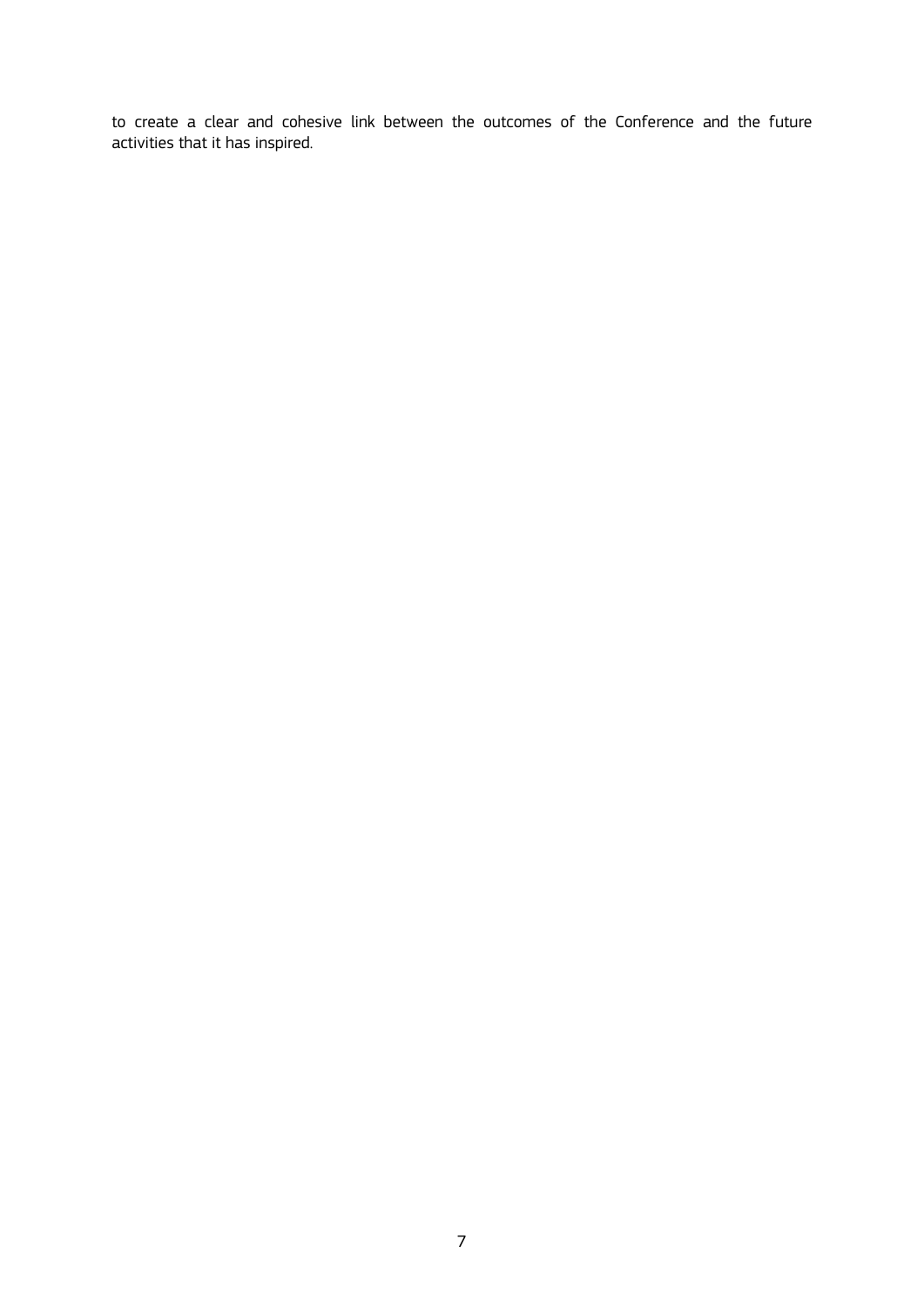to create a clear and cohesive link between the outcomes of the Conference and the future activities that it has inspired.